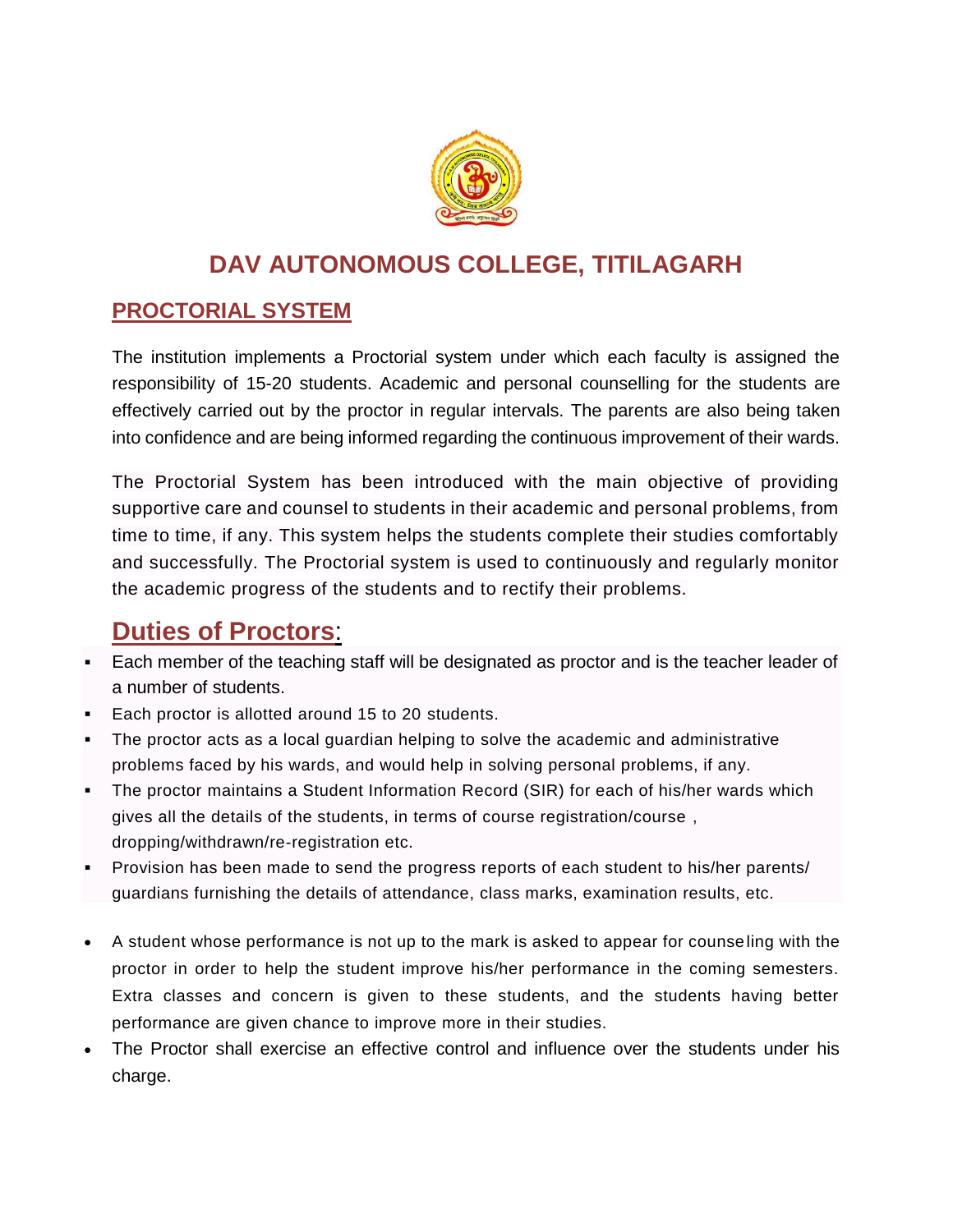# DAV AUTONOMOUS COLLEGE, TITILAGARH

## PROCTORIAL SYSTEM

The institution implements a Proctorial system under which each faculty is assigned the responsibility of 15-20 students. Academic and personal counselling for the students are effectively carried out by the proctor in regular intervals. The parents are also being taken into confidence and are being informed regarding the continuous improvement of their wards.

The Proctorial System has been introduced with the main objective of providing supportive care and counsel to students in their academic and personal problems, from time to time, if any. This system helps the students complete their studies comfortably and successfully. The Proctorial system is used to continuously and regularly monitor the academic progress of the students and to rectify their problems.

## Duties of Proctors:

- Each member of the teaching staff will be designated as proctor and is the teacher leader of a number of students.
- Each proctor is allotted around 15 to 20 students.
- The proctor acts as a local guardian helping to solve the academic and administrative problems faced by his wards, and would help in solving personal problems, if any.
- The proctor maintains a Student Information Record (SIR) for each of his/her wards which gives all the details of the students, in terms of course registration/course , dropping/withdrawn/re-registration etc.
- Provision has been made to send the progress reports of each student to his/her parents/ guardians furnishing the details of attendance, class marks, examination results, etc.

- A student whose performance is not up to the mark is asked to appear for counseling with the proctor in order to help the student improve his/her performance in the coming semesters. Extra classes and concern is given to these students, and the students having better performance are given chance to improve more in their studies.
- The Proctor shall exercise an effective control and influence over the students under his charge.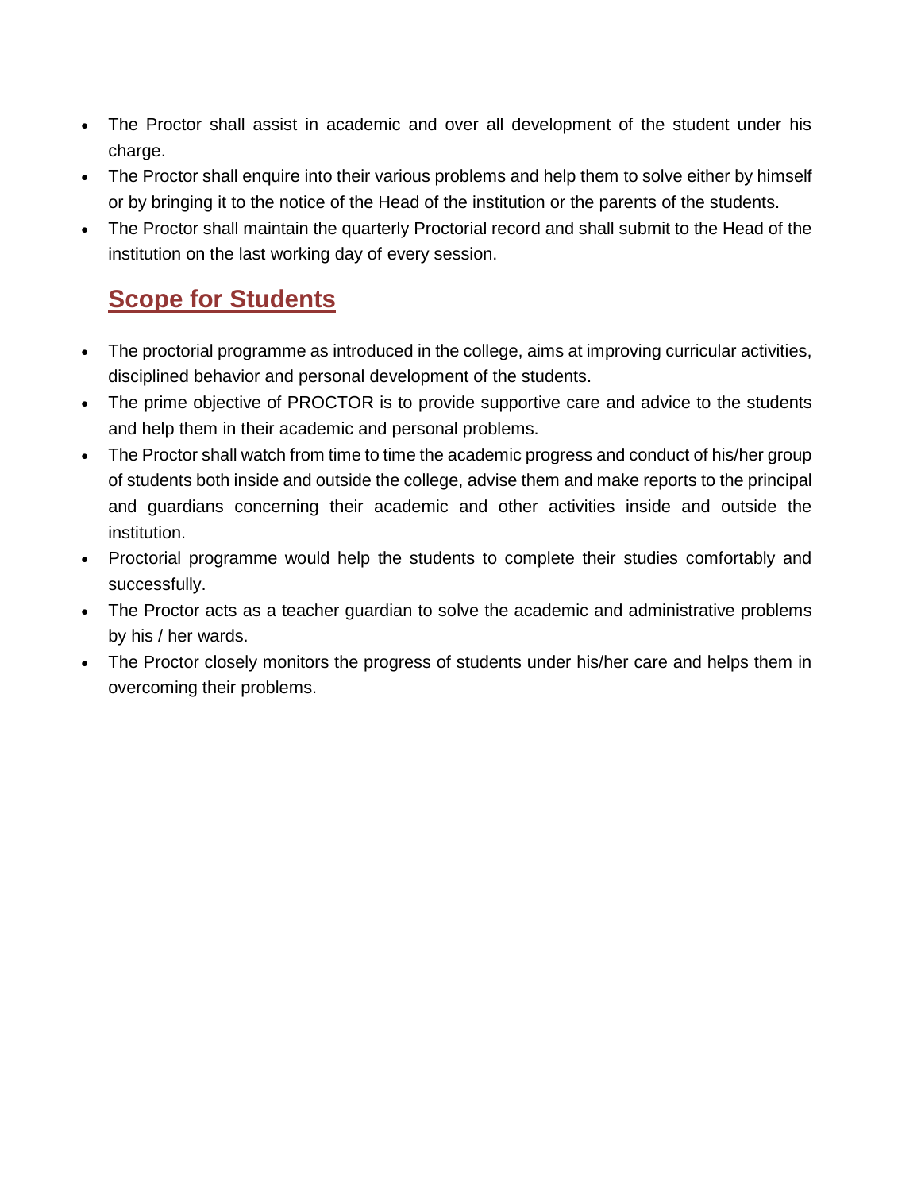- The Proctor shall assist in academic and over all development of the student under his charge.
- The Proctor shall enquire into their various problems and help them to solve either by himself or by bringing it to the notice of the Head of the institution or the parents of the students.
- The Proctor shall maintain the quarterly Proctorial record and shall submit to the Head of the institution on the last working day of every session.

## Scope for Students

- The proctorial programme as introduced in the college, aims at improving curricular activities, disciplined behavior and personal development of the students.
- The prime objective of PROCTOR is to provide supportive care and advice to the students and help them in their academic and personal problems.
- The Proctor shall watch from time to time the academic progress and conduct of his/her group of students both inside and outside the college, advise them and make reports to the principal and guardians concerning their academic and other activities inside and outside the institution.
- Proctorial programme would help the students to complete their studies comfortably and successfully.
- The Proctor acts as a teacher guardian to solve the academic and administrative problems by his / her wards.
- The Proctor closely monitors the progress of students under his/her care and helps them in overcoming their problems.